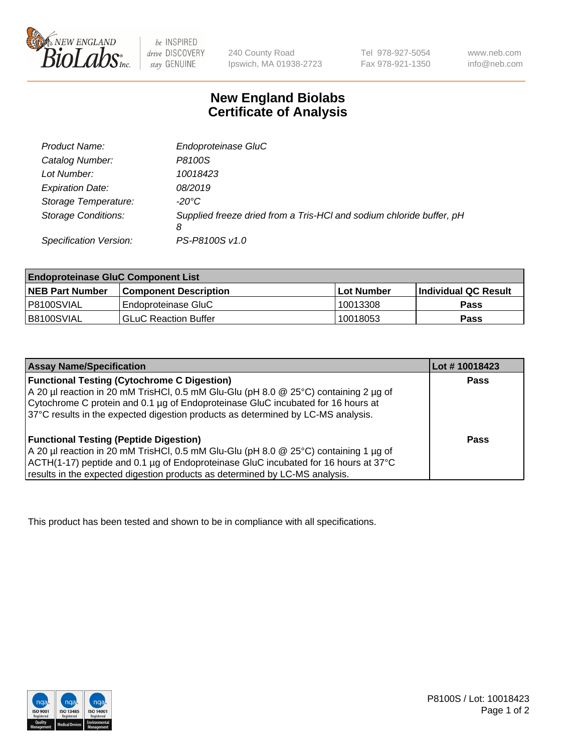New England Biolabs
240 County Road
Ipswich, MA 01938-2723
Tel 978-927-5054
Fax 978-921-1350
www.neb.com
info@neb.com

# New England Biolabs
# Certificate of Analysis

| | |
|---|---|
| *Product Name:* | *Endoproteinase GluC* |
| *Catalog Number:* | *P8100S* |
| *Lot Number:* | *10018423* |
| *Expiration Date:* | *08/2019* |
| *Storage Temperature:* | *-20°C* |
| *Storage Conditions:* | *Supplied freeze dried from a Tris-HCl and sodium chloride buffer, pH 8* |
| *Specification Version:* | *PS-P8100S v1.0* |

| Endoproteinase GluC Component List | | | |
|---|---|---|---|
| **NEB Part Number** | **Component Description** | **Lot Number** | **Individual QC Result** |
| P8100SVIAL | Endoproteinase GluC | 10013308 | **Pass** |
| B8100SVIAL | GLuC Reaction Buffer | 10018053 | **Pass** |

| Assay Name/Specification | Lot # 10018423 |
|---|---|
| **Functional Testing (Cytochrome C Digestion)**<br>A 20 µl reaction in 20 mM TrisHCl, 0.5 mM Glu-Glu (pH 8.0 @ 25°C) containing 2 µg of Cytochrome C protein and 0.1 µg of Endoproteinase GluC incubated for 16 hours at 37°C results in the expected digestion products as determined by LC-MS analysis. | **Pass** |
| **Functional Testing (Peptide Digestion)**<br>A 20 µl reaction in 20 mM TrisHCl, 0.5 mM Glu-Glu (pH 8.0 @ 25°C) containing 1 µg of ACTH(1-17) peptide and 0.1 µg of Endoproteinase GluC incubated for 16 hours at 37°C results in the expected digestion products as determined by LC-MS analysis. | **Pass** |

This product has been tested and shown to be in compliance with all specifications.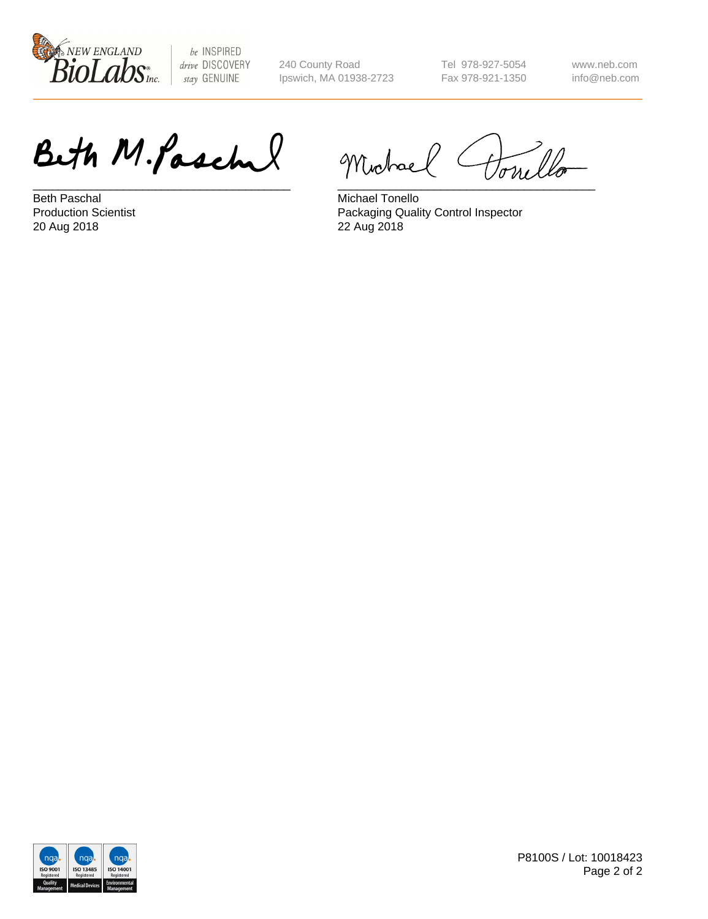Beth Paschal
Production Scientist
20 Aug 2018

Michael Tonello
Packaging Quality Control Inspector
22 Aug 2018

P8100S / Lot: 10018423